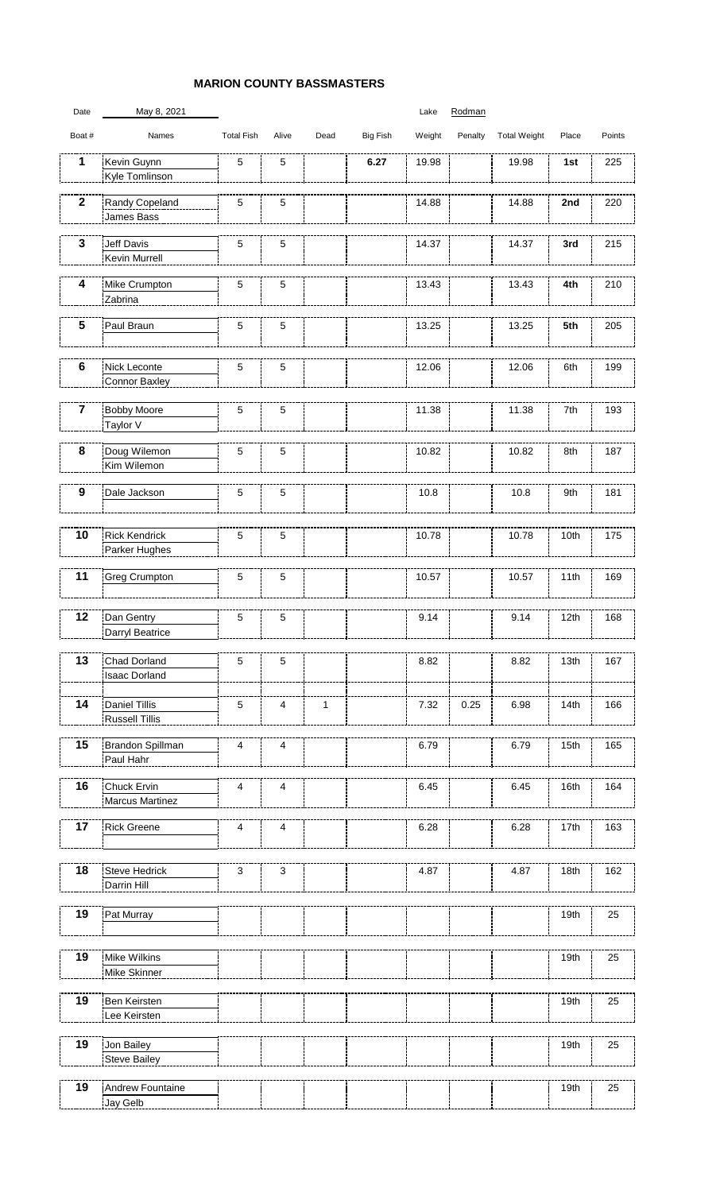## MARION COUNTY BASSMASTERS

Date: May 8, 2021 | Lake: Rodman

| Boat # | Names | Total Fish | Alive | Dead | Big Fish | Weight | Penalty | Total Weight | Place | Points |
|---|---|---|---|---|---|---|---|---|---|---|
| 1 | Kevin Guynn<br>Kyle Tomlinson | 5 | 5 | | **6.27** | 19.98 | | 19.98 | **1st** | 225 |
| 2 | Randy Copeland<br>James Bass | 5 | 5 | | | 14.88 | | 14.88 | **2nd** | 220 |
| 3 | Jeff Davis<br>Kevin Murrell | 5 | 5 | | | 14.37 | | 14.37 | **3rd** | 215 |
| 4 | Mike Crumpton<br>Zabrina | 5 | 5 | | | 13.43 | | 13.43 | **4th** | 210 |
| 5 | Paul Braun | 5 | 5 | | | 13.25 | | 13.25 | **5th** | 205 |
| 6 | Nick Leconte<br>Connor Baxley | 5 | 5 | | | 12.06 | | 12.06 | 6th | 199 |
| 7 | Bobby Moore<br>Taylor V | 5 | 5 | | | 11.38 | | 11.38 | 7th | 193 |
| 8 | Doug Wilemon<br>Kim Wilemon | 5 | 5 | | | 10.82 | | 10.82 | 8th | 187 |
| 9 | Dale Jackson | 5 | 5 | | | 10.8 | | 10.8 | 9th | 181 |
| 10 | Rick Kendrick<br>Parker Hughes | 5 | 5 | | | 10.78 | | 10.78 | 10th | 175 |
| 11 | Greg Crumpton | 5 | 5 | | | 10.57 | | 10.57 | 11th | 169 |
| 12 | Dan Gentry<br>Darryl Beatrice | 5 | 5 | | | 9.14 | | 9.14 | 12th | 168 |
| 13 | Chad Dorland<br>Isaac Dorland | 5 | 5 | | | 8.82 | | 8.82 | 13th | 167 |
| 14 | Daniel Tillis<br>Russell Tillis | 5 | 4 | 1 | | 7.32 | 0.25 | 6.98 | 14th | 166 |
| 15 | Brandon Spillman<br>Paul Hahr | 4 | 4 | | | 6.79 | | 6.79 | 15th | 165 |
| 16 | Chuck Ervin<br>Marcus Martinez | 4 | 4 | | | 6.45 | | 6.45 | 16th | 164 |
| 17 | Rick Greene | 4 | 4 | | | 6.28 | | 6.28 | 17th | 163 |
| 18 | Steve Hedrick<br>Darrin Hill | 3 | 3 | | | 4.87 | | 4.87 | 18th | 162 |
| 19 | Pat Murray | | | | | | | | 19th | 25 |
| 19 | Mike Wilkins<br>Mike Skinner | | | | | | | | 19th | 25 |
| 19 | Ben Keirsten<br>Lee Keirsten | | | | | | | | 19th | 25 |
| 19 | Jon Bailey<br>Steve Bailey | | | | | | | | 19th | 25 |
| 19 | Andrew Fountaine<br>Jay Gelb | | | | | | | | 19th | 25 |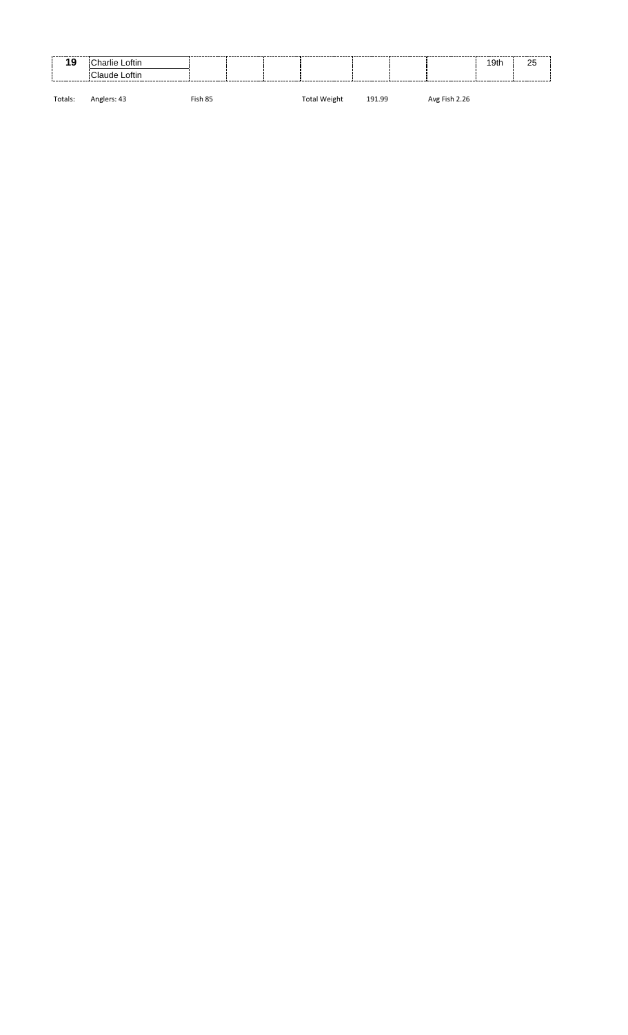| | | | | | | | | | | |
|---|---|---|---|---|---|---|---|---|---|---|
| **19** | Charlie Loftin | | | | | | | | 19th | 25 |
| | Claude Loftin | | | | | | | | | |

Totals: Anglers: 43 Fish 85 Total Weight 191.99 Avg Fish 2.26